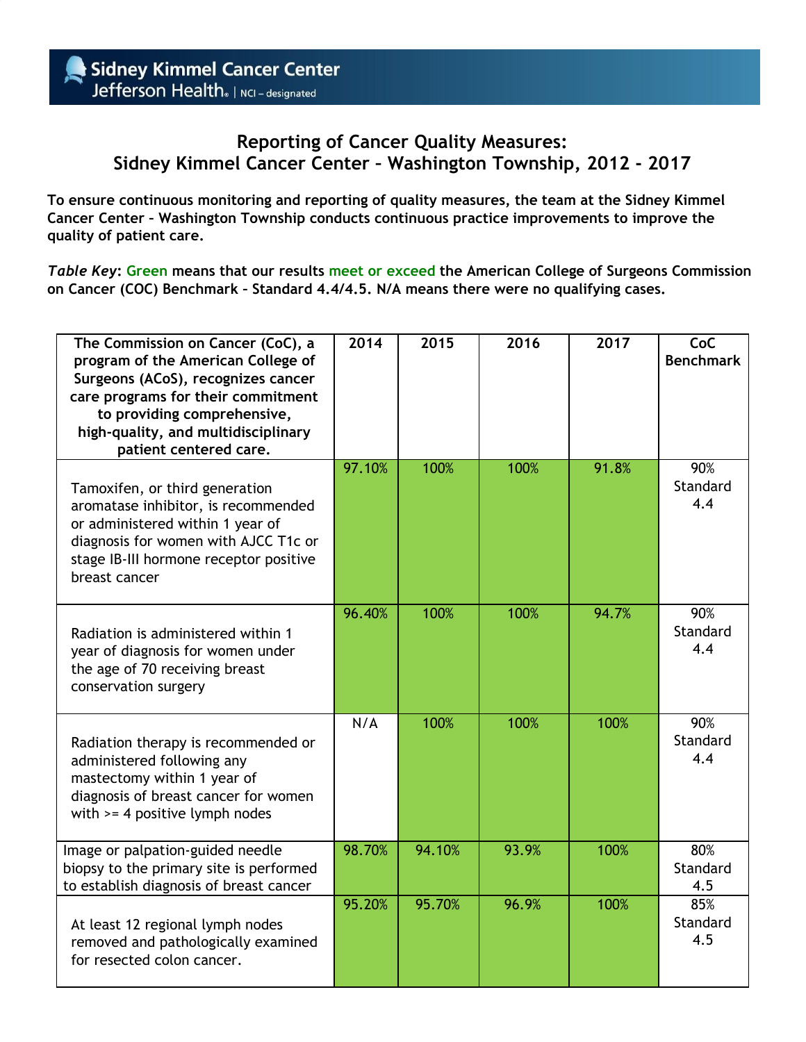Sidney Kimmel Cancer Center
Jefferson Health | NCI – designated

# Reporting of Cancer Quality Measures: Sidney Kimmel Cancer Center – Washington Township, 2012 - 2017

**To ensure continuous monitoring and reporting of quality measures, the team at the Sidney Kimmel Cancer Center – Washington Township conducts continuous practice improvements to improve the quality of patient care.**

***Table Key*: Green means that our results meet or exceed the American College of Surgeons Commission on Cancer (COC) Benchmark – Standard 4.4/4.5. N/A means there were no qualifying cases.**

| The Commission on Cancer (CoC), a program of the American College of Surgeons (ACoS), recognizes cancer care programs for their commitment to providing comprehensive, high-quality, and multidisciplinary patient centered care. | 2014 | 2015 | 2016 | 2017 | CoC Benchmark |
|---|---|---|---|---|---|
| Tamoxifen, or third generation aromatase inhibitor, is recommended or administered within 1 year of diagnosis for women with AJCC T1c or stage IB-III hormone receptor positive breast cancer | 97.10% | 100% | 100% | 91.8% | 90% Standard 4.4 |
| Radiation is administered within 1 year of diagnosis for women under the age of 70 receiving breast conservation surgery | 96.40% | 100% | 100% | 94.7% | 90% Standard 4.4 |
| Radiation therapy is recommended or administered following any mastectomy within 1 year of diagnosis of breast cancer for women with >= 4 positive lymph nodes | N/A | 100% | 100% | 100% | 90% Standard 4.4 |
| Image or palpation-guided needle biopsy to the primary site is performed to establish diagnosis of breast cancer | 98.70% | 94.10% | 93.9% | 100% | 80% Standard 4.5 |
| At least 12 regional lymph nodes removed and pathologically examined for resected colon cancer. | 95.20% | 95.70% | 96.9% | 100% | 85% Standard 4.5 |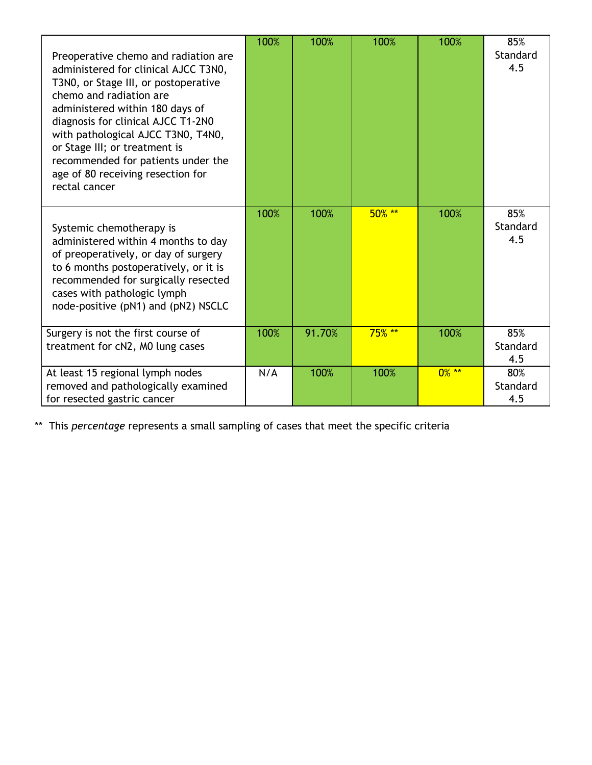| | | | | | |
|---|---|---|---|---|---|
| Preoperative chemo and radiation are administered for clinical AJCC T3N0, T3N0, or Stage III, or postoperative chemo and radiation are administered within 180 days of diagnosis for clinical AJCC T1-2N0 with pathological AJCC T3N0, T4N0, or Stage III; or treatment is recommended for patients under the age of 80 receiving resection for rectal cancer | 100% | 100% | 100% | 100% | 85% Standard 4.5 |
| Systemic chemotherapy is administered within 4 months to day of preoperatively, or day of surgery to 6 months postoperatively, or it is recommended for surgically resected cases with pathologic lymph node-positive (pN1) and (pN2) NSCLC | 100% | 100% | 50% ** | 100% | 85% Standard 4.5 |
| Surgery is not the first course of treatment for cN2, M0 lung cases | 100% | 91.70% | 75% ** | 100% | 85% Standard 4.5 |
| At least 15 regional lymph nodes removed and pathologically examined for resected gastric cancer | N/A | 100% | 100% | 0% ** | 80% Standard 4.5 |

** This *percentage* represents a small sampling of cases that meet the specific criteria